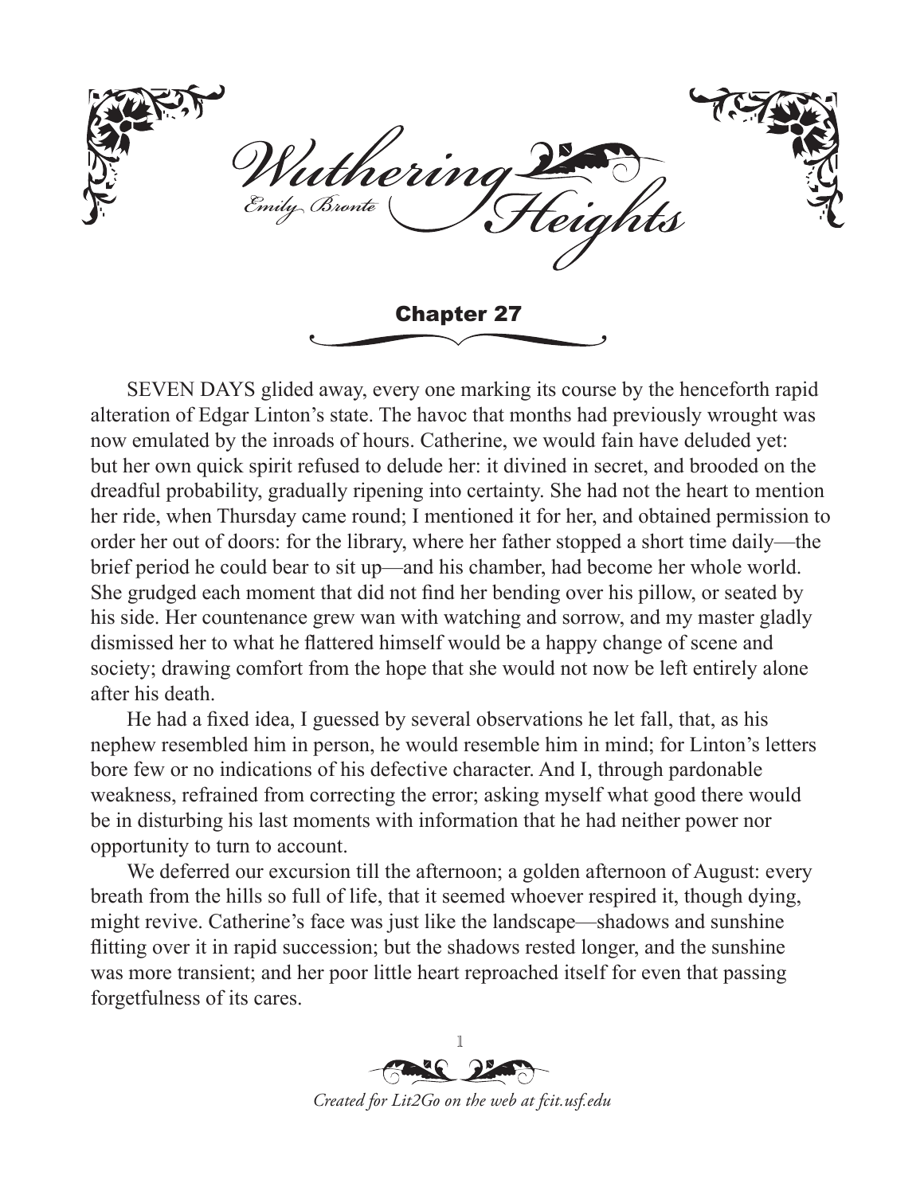# Wuthering Heights

Emily Brontë

## Chapter 27

SEVEN DAYS glided away, every one marking its course by the henceforth rapid alteration of Edgar Linton's state. The havoc that months had previously wrought was now emulated by the inroads of hours. Catherine, we would fain have deluded yet: but her own quick spirit refused to delude her: it divined in secret, and brooded on the dreadful probability, gradually ripening into certainty. She had not the heart to mention her ride, when Thursday came round; I mentioned it for her, and obtained permission to order her out of doors: for the library, where her father stopped a short time daily—the brief period he could bear to sit up—and his chamber, had become her whole world. She grudged each moment that did not find her bending over his pillow, or seated by his side. Her countenance grew wan with watching and sorrow, and my master gladly dismissed her to what he flattered himself would be a happy change of scene and society; drawing comfort from the hope that she would not now be left entirely alone after his death.

He had a fixed idea, I guessed by several observations he let fall, that, as his nephew resembled him in person, he would resemble him in mind; for Linton's letters bore few or no indications of his defective character. And I, through pardonable weakness, refrained from correcting the error; asking myself what good there would be in disturbing his last moments with information that he had neither power nor opportunity to turn to account.

We deferred our excursion till the afternoon; a golden afternoon of August: every breath from the hills so full of life, that it seemed whoever respired it, though dying, might revive. Catherine's face was just like the landscape—shadows and sunshine flitting over it in rapid succession; but the shadows rested longer, and the sunshine was more transient; and her poor little heart reproached itself for even that passing forgetfulness of its cares.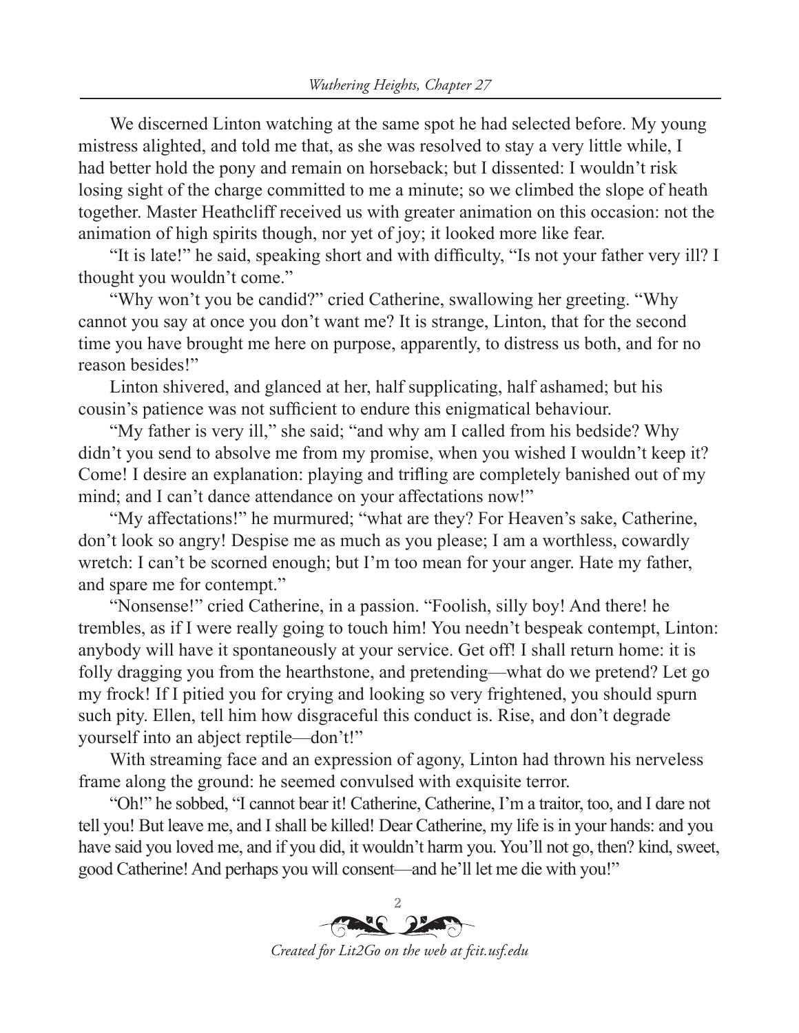We discerned Linton watching at the same spot he had selected before. My young mistress alighted, and told me that, as she was resolved to stay a very little while, I had better hold the pony and remain on horseback; but I dissented: I wouldn't risk losing sight of the charge committed to me a minute; so we climbed the slope of heath together. Master Heathcliff received us with greater animation on this occasion: not the animation of high spirits though, nor yet of joy; it looked more like fear.

"It is late!" he said, speaking short and with difficulty, "Is not your father very ill? I thought you wouldn't come."

"Why won't you be candid?" cried Catherine, swallowing her greeting. "Why cannot you say at once you don't want me? It is strange, Linton, that for the second time you have brought me here on purpose, apparently, to distress us both, and for no reason besides!"

Linton shivered, and glanced at her, half supplicating, half ashamed; but his cousin's patience was not sufficient to endure this enigmatical behaviour.

"My father is very ill," she said; "and why am I called from his bedside? Why didn't you send to absolve me from my promise, when you wished I wouldn't keep it? Come! I desire an explanation: playing and trifling are completely banished out of my mind; and I can't dance attendance on your affectations now!"

"My affectations!" he murmured; "what are they? For Heaven's sake, Catherine, don't look so angry! Despise me as much as you please; I am a worthless, cowardly wretch: I can't be scorned enough; but I'm too mean for your anger. Hate my father, and spare me for contempt."

"Nonsense!" cried Catherine, in a passion. "Foolish, silly boy! And there! he trembles, as if I were really going to touch him! You needn't bespeak contempt, Linton: anybody will have it spontaneously at your service. Get off! I shall return home: it is folly dragging you from the hearthstone, and pretending—what do we pretend? Let go my frock! If I pitied you for crying and looking so very frightened, you should spurn such pity. Ellen, tell him how disgraceful this conduct is. Rise, and don't degrade yourself into an abject reptile—don't!"

With streaming face and an expression of agony, Linton had thrown his nerveless frame along the ground: he seemed convulsed with exquisite terror.

"Oh!" he sobbed, "I cannot bear it! Catherine, Catherine, I'm a traitor, too, and I dare not tell you! But leave me, and I shall be killed! Dear Catherine, my life is in your hands: and you have said you loved me, and if you did, it wouldn't harm you. You'll not go, then? kind, sweet, good Catherine! And perhaps you will consent—and he'll let me die with you!"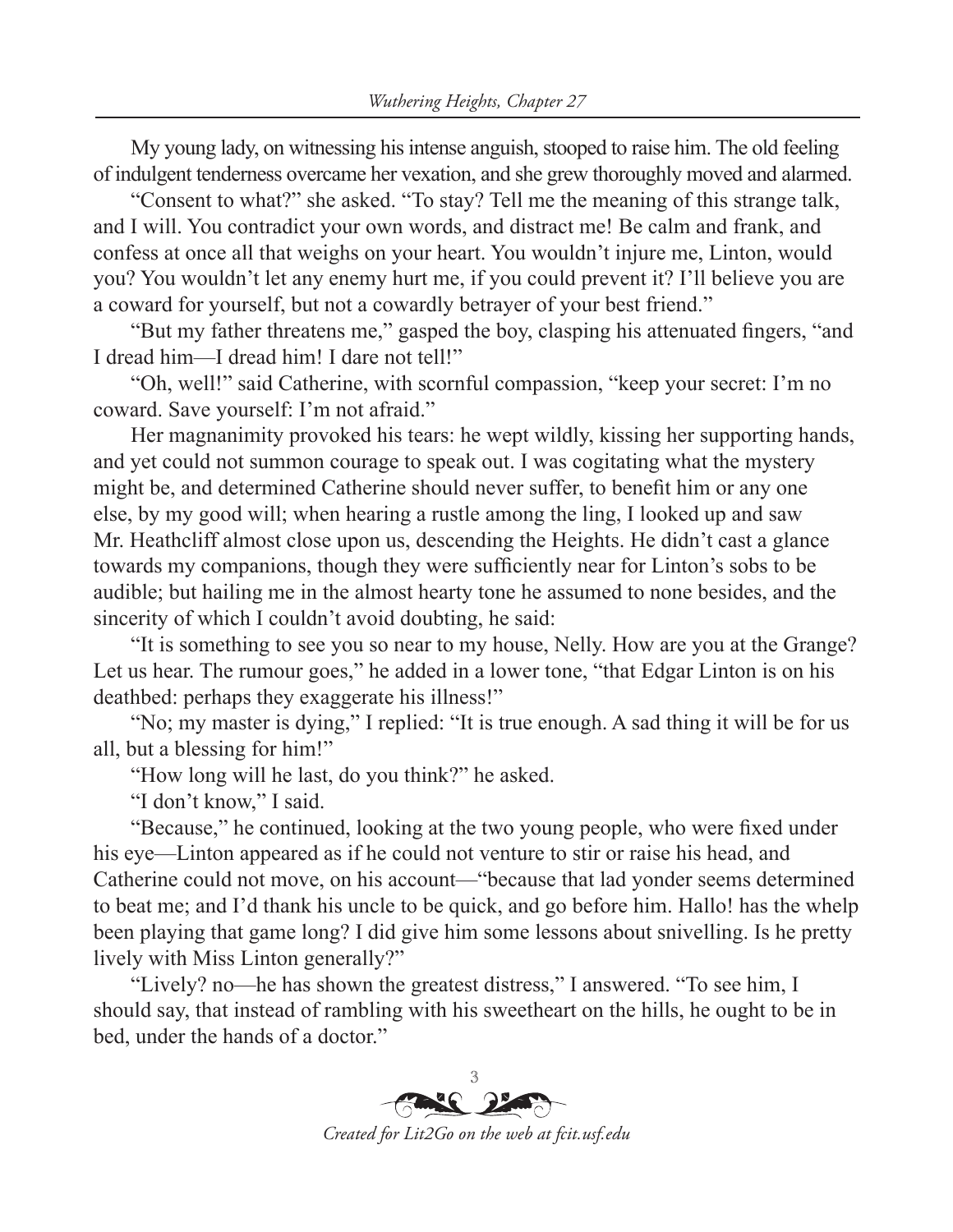My young lady, on witnessing his intense anguish, stooped to raise him. The old feeling of indulgent tenderness overcame her vexation, and she grew thoroughly moved and alarmed.

"Consent to what?" she asked. "To stay? Tell me the meaning of this strange talk, and I will. You contradict your own words, and distract me! Be calm and frank, and confess at once all that weighs on your heart. You wouldn't injure me, Linton, would you? You wouldn't let any enemy hurt me, if you could prevent it? I'll believe you are a coward for yourself, but not a cowardly betrayer of your best friend."

"But my father threatens me," gasped the boy, clasping his attenuated fingers, "and I dread him—I dread him! I dare not tell!"

"Oh, well!" said Catherine, with scornful compassion, "keep your secret: I'm no coward. Save yourself: I'm not afraid."

Her magnanimity provoked his tears: he wept wildly, kissing her supporting hands, and yet could not summon courage to speak out. I was cogitating what the mystery might be, and determined Catherine should never suffer, to benefit him or any one else, by my good will; when hearing a rustle among the ling, I looked up and saw Mr. Heathcliff almost close upon us, descending the Heights. He didn't cast a glance towards my companions, though they were sufficiently near for Linton's sobs to be audible; but hailing me in the almost hearty tone he assumed to none besides, and the sincerity of which I couldn't avoid doubting, he said:

"It is something to see you so near to my house, Nelly. How are you at the Grange? Let us hear. The rumour goes," he added in a lower tone, "that Edgar Linton is on his deathbed: perhaps they exaggerate his illness!"

"No; my master is dying," I replied: "It is true enough. A sad thing it will be for us all, but a blessing for him!"

"How long will he last, do you think?" he asked.

"I don't know," I said.

"Because," he continued, looking at the two young people, who were fixed under his eye—Linton appeared as if he could not venture to stir or raise his head, and Catherine could not move, on his account—"because that lad yonder seems determined to beat me; and I'd thank his uncle to be quick, and go before him. Hallo! has the whelp been playing that game long? I did give him some lessons about snivelling. Is he pretty lively with Miss Linton generally?"

"Lively? no—he has shown the greatest distress," I answered. "To see him, I should say, that instead of rambling with his sweetheart on the hills, he ought to be in bed, under the hands of a doctor."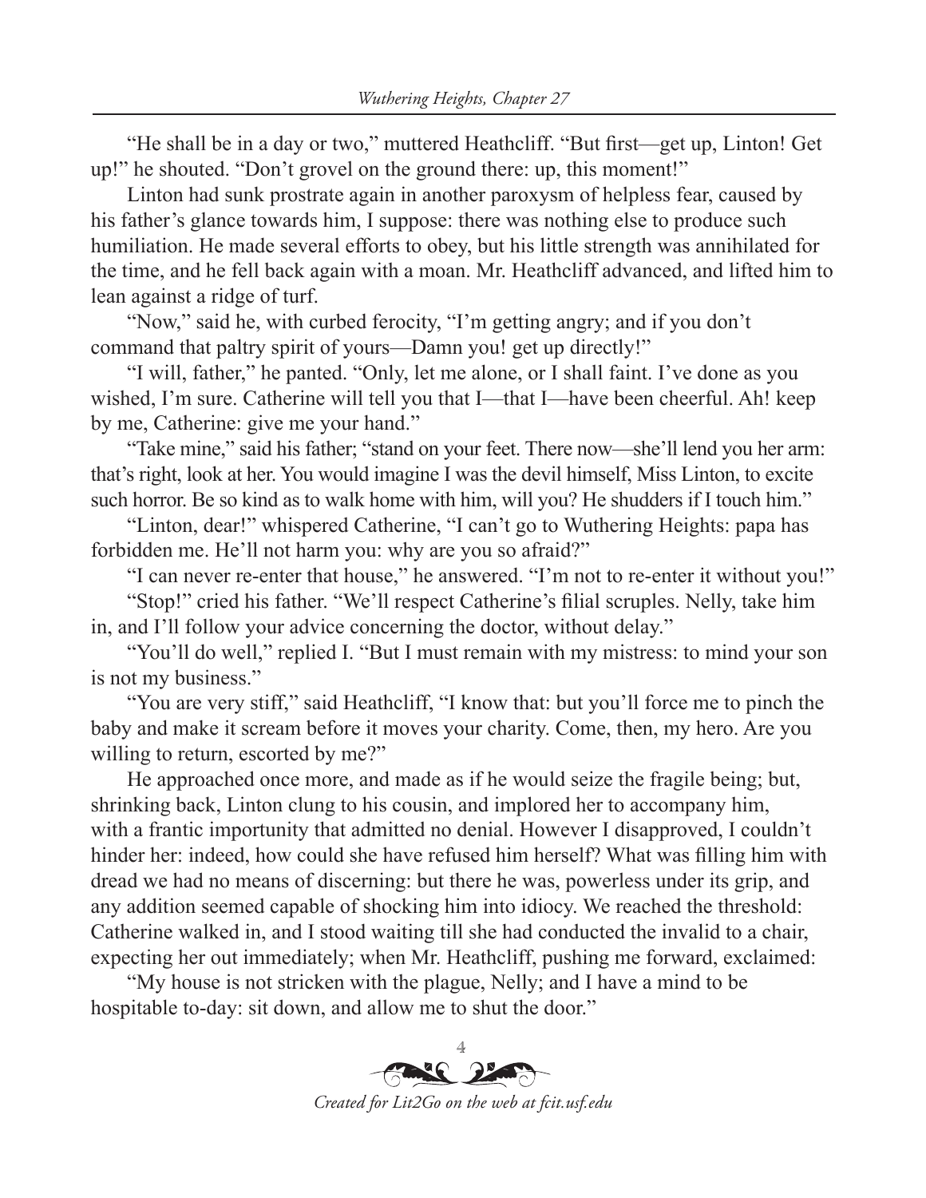"He shall be in a day or two," muttered Heathcliff. "But first—get up, Linton! Get up!" he shouted. "Don't grovel on the ground there: up, this moment!"

Linton had sunk prostrate again in another paroxysm of helpless fear, caused by his father's glance towards him, I suppose: there was nothing else to produce such humiliation. He made several efforts to obey, but his little strength was annihilated for the time, and he fell back again with a moan. Mr. Heathcliff advanced, and lifted him to lean against a ridge of turf.

"Now," said he, with curbed ferocity, "I'm getting angry; and if you don't command that paltry spirit of yours—Damn you! get up directly!"

"I will, father," he panted. "Only, let me alone, or I shall faint. I've done as you wished, I'm sure. Catherine will tell you that I—that I—have been cheerful. Ah! keep by me, Catherine: give me your hand."

"Take mine," said his father; "stand on your feet. There now—she'll lend you her arm: that's right, look at her. You would imagine I was the devil himself, Miss Linton, to excite such horror. Be so kind as to walk home with him, will you? He shudders if I touch him."

"Linton, dear!" whispered Catherine, "I can't go to Wuthering Heights: papa has forbidden me. He'll not harm you: why are you so afraid?"

"I can never re-enter that house," he answered. "I'm not to re-enter it without you!"

"Stop!" cried his father. "We'll respect Catherine's filial scruples. Nelly, take him in, and I'll follow your advice concerning the doctor, without delay."

"You'll do well," replied I. "But I must remain with my mistress: to mind your son is not my business."

"You are very stiff," said Heathcliff, "I know that: but you'll force me to pinch the baby and make it scream before it moves your charity. Come, then, my hero. Are you willing to return, escorted by me?"

He approached once more, and made as if he would seize the fragile being; but, shrinking back, Linton clung to his cousin, and implored her to accompany him, with a frantic importunity that admitted no denial. However I disapproved, I couldn't hinder her: indeed, how could she have refused him herself? What was filling him with dread we had no means of discerning: but there he was, powerless under its grip, and any addition seemed capable of shocking him into idiocy. We reached the threshold: Catherine walked in, and I stood waiting till she had conducted the invalid to a chair, expecting her out immediately; when Mr. Heathcliff, pushing me forward, exclaimed:

"My house is not stricken with the plague, Nelly; and I have a mind to be hospitable to-day: sit down, and allow me to shut the door."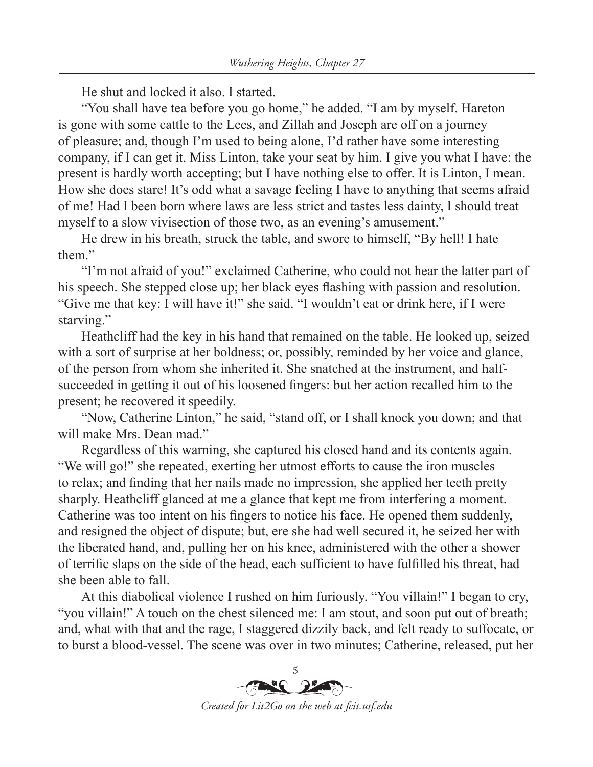He shut and locked it also. I started.

"You shall have tea before you go home," he added. "I am by myself. Hareton is gone with some cattle to the Lees, and Zillah and Joseph are off on a journey of pleasure; and, though I'm used to being alone, I'd rather have some interesting company, if I can get it. Miss Linton, take your seat by him. I give you what I have: the present is hardly worth accepting; but I have nothing else to offer. It is Linton, I mean. How she does stare! It's odd what a savage feeling I have to anything that seems afraid of me! Had I been born where laws are less strict and tastes less dainty, I should treat myself to a slow vivisection of those two, as an evening's amusement."

He drew in his breath, struck the table, and swore to himself, "By hell! I hate them."

"I'm not afraid of you!" exclaimed Catherine, who could not hear the latter part of his speech. She stepped close up; her black eyes flashing with passion and resolution. "Give me that key: I will have it!" she said. "I wouldn't eat or drink here, if I were starving."

Heathcliff had the key in his hand that remained on the table. He looked up, seized with a sort of surprise at her boldness; or, possibly, reminded by her voice and glance, of the person from whom she inherited it. She snatched at the instrument, and half-succeeded in getting it out of his loosened fingers: but her action recalled him to the present; he recovered it speedily.

"Now, Catherine Linton," he said, "stand off, or I shall knock you down; and that will make Mrs. Dean mad."

Regardless of this warning, she captured his closed hand and its contents again. "We will go!" she repeated, exerting her utmost efforts to cause the iron muscles to relax; and finding that her nails made no impression, she applied her teeth pretty sharply. Heathcliff glanced at me a glance that kept me from interfering a moment. Catherine was too intent on his fingers to notice his face. He opened them suddenly, and resigned the object of dispute; but, ere she had well secured it, he seized her with the liberated hand, and, pulling her on his knee, administered with the other a shower of terrific slaps on the side of the head, each sufficient to have fulfilled his threat, had she been able to fall.

At this diabolical violence I rushed on him furiously. "You villain!" I began to cry, "you villain!" A touch on the chest silenced me: I am stout, and soon put out of breath; and, what with that and the rage, I staggered dizzily back, and felt ready to suffocate, or to burst a blood-vessel. The scene was over in two minutes; Catherine, released, put her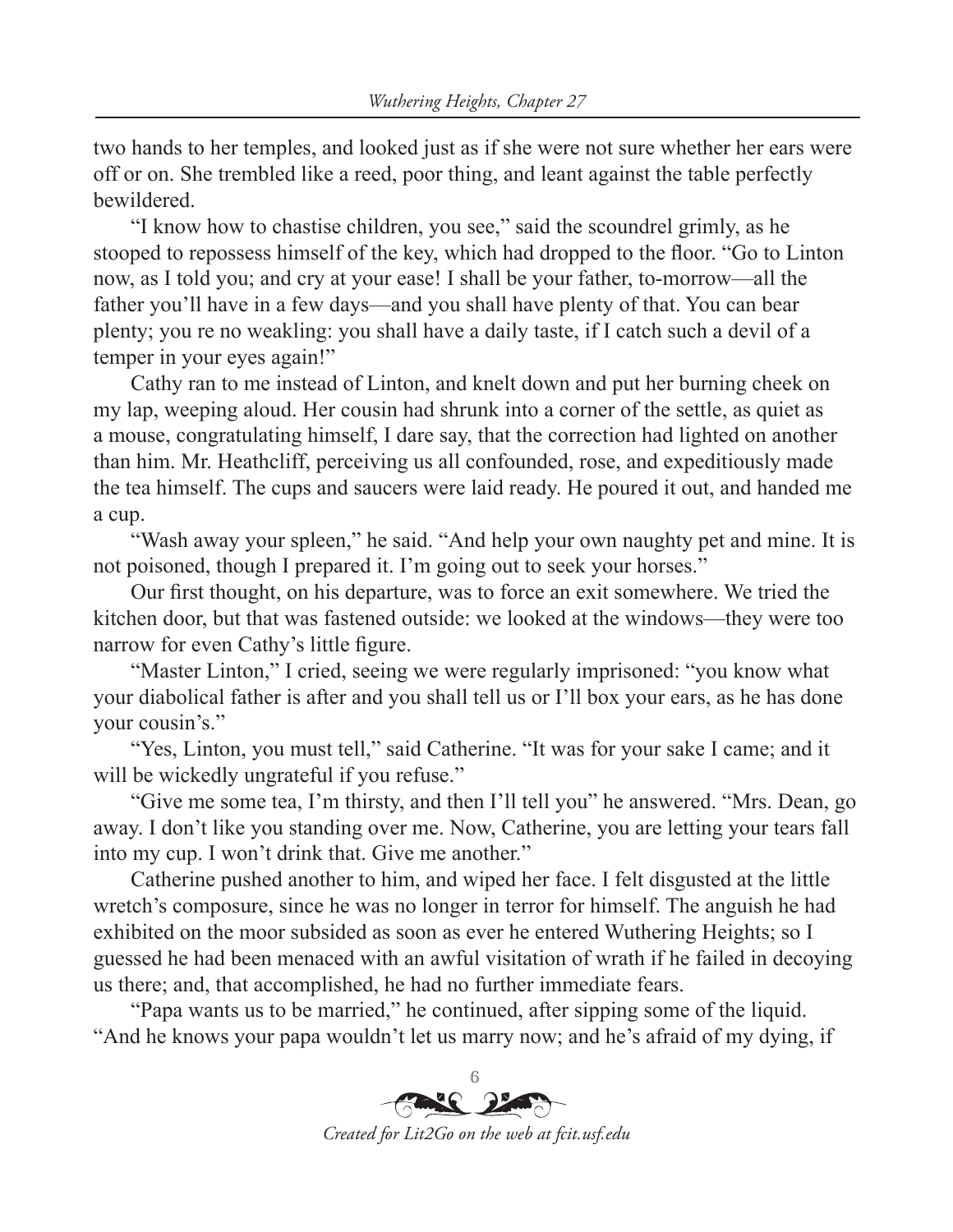two hands to her temples, and looked just as if she were not sure whether her ears were off or on. She trembled like a reed, poor thing, and leant against the table perfectly bewildered.

"I know how to chastise children, you see," said the scoundrel grimly, as he stooped to repossess himself of the key, which had dropped to the floor. "Go to Linton now, as I told you; and cry at your ease! I shall be your father, to-morrow—all the father you'll have in a few days—and you shall have plenty of that. You can bear plenty; you re no weakling: you shall have a daily taste, if I catch such a devil of a temper in your eyes again!"

Cathy ran to me instead of Linton, and knelt down and put her burning cheek on my lap, weeping aloud. Her cousin had shrunk into a corner of the settle, as quiet as a mouse, congratulating himself, I dare say, that the correction had lighted on another than him. Mr. Heathcliff, perceiving us all confounded, rose, and expeditiously made the tea himself. The cups and saucers were laid ready. He poured it out, and handed me a cup.

"Wash away your spleen," he said. "And help your own naughty pet and mine. It is not poisoned, though I prepared it. I'm going out to seek your horses."

Our first thought, on his departure, was to force an exit somewhere. We tried the kitchen door, but that was fastened outside: we looked at the windows—they were too narrow for even Cathy's little figure.

"Master Linton," I cried, seeing we were regularly imprisoned: "you know what your diabolical father is after and you shall tell us or I'll box your ears, as he has done your cousin's."

"Yes, Linton, you must tell," said Catherine. "It was for your sake I came; and it will be wickedly ungrateful if you refuse."

"Give me some tea, I'm thirsty, and then I'll tell you" he answered. "Mrs. Dean, go away. I don't like you standing over me. Now, Catherine, you are letting your tears fall into my cup. I won't drink that. Give me another."

Catherine pushed another to him, and wiped her face. I felt disgusted at the little wretch's composure, since he was no longer in terror for himself. The anguish he had exhibited on the moor subsided as soon as ever he entered Wuthering Heights; so I guessed he had been menaced with an awful visitation of wrath if he failed in decoying us there; and, that accomplished, he had no further immediate fears.

"Papa wants us to be married," he continued, after sipping some of the liquid. "And he knows your papa wouldn't let us marry now; and he's afraid of my dying, if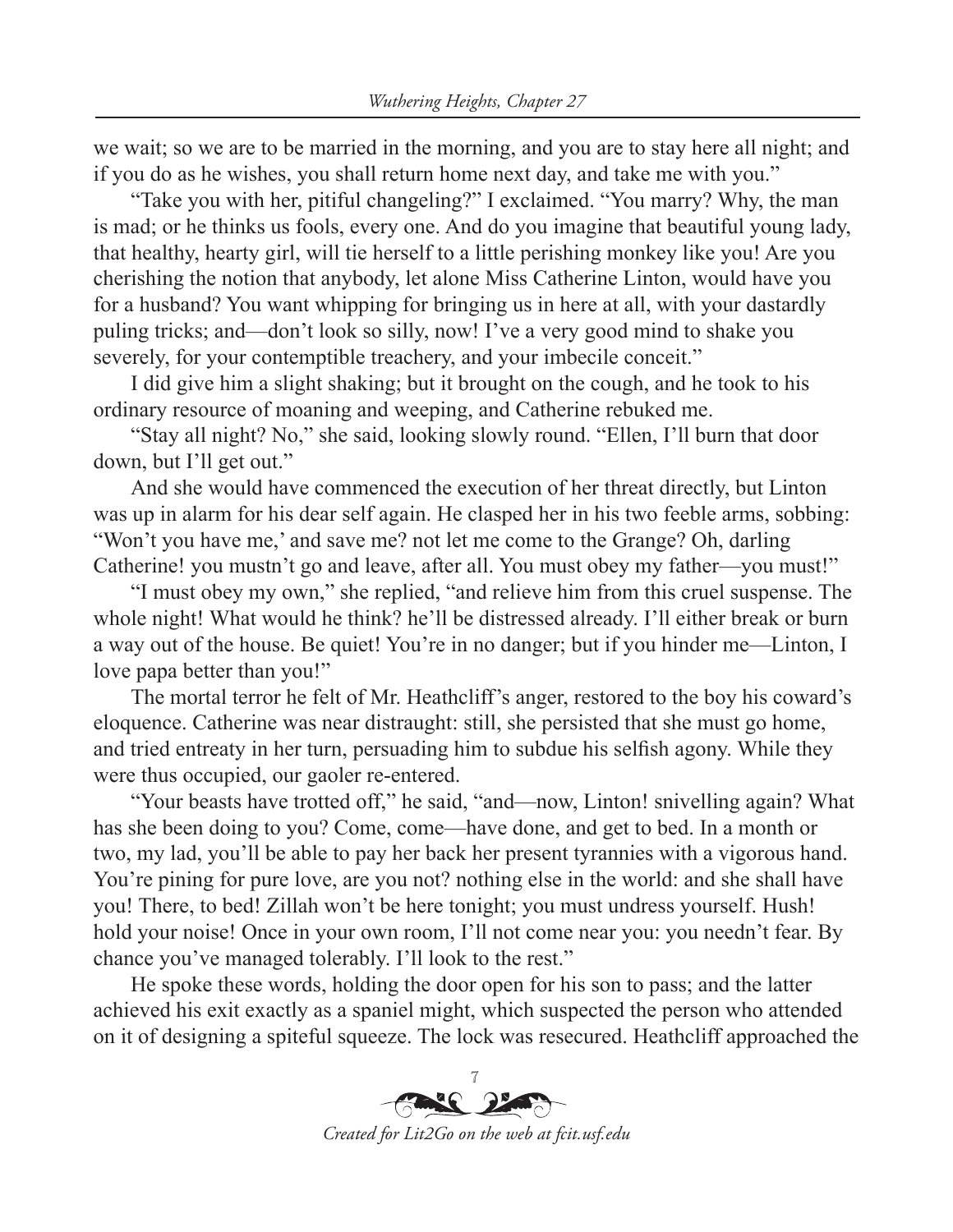we wait; so we are to be married in the morning, and you are to stay here all night; and if you do as he wishes, you shall return home next day, and take me with you."

"Take you with her, pitiful changeling?" I exclaimed. "You marry? Why, the man is mad; or he thinks us fools, every one. And do you imagine that beautiful young lady, that healthy, hearty girl, will tie herself to a little perishing monkey like you! Are you cherishing the notion that anybody, let alone Miss Catherine Linton, would have you for a husband? You want whipping for bringing us in here at all, with your dastardly puling tricks; and—don't look so silly, now! I've a very good mind to shake you severely, for your contemptible treachery, and your imbecile conceit."

I did give him a slight shaking; but it brought on the cough, and he took to his ordinary resource of moaning and weeping, and Catherine rebuked me.

"Stay all night? No," she said, looking slowly round. "Ellen, I'll burn that door down, but I'll get out."

And she would have commenced the execution of her threat directly, but Linton was up in alarm for his dear self again. He clasped her in his two feeble arms, sobbing: "Won't you have me,' and save me? not let me come to the Grange? Oh, darling Catherine! you mustn't go and leave, after all. You must obey my father—you must!"

"I must obey my own," she replied, "and relieve him from this cruel suspense. The whole night! What would he think? he'll be distressed already. I'll either break or burn a way out of the house. Be quiet! You're in no danger; but if you hinder me—Linton, I love papa better than you!"

The mortal terror he felt of Mr. Heathcliff's anger, restored to the boy his coward's eloquence. Catherine was near distraught: still, she persisted that she must go home, and tried entreaty in her turn, persuading him to subdue his selfish agony. While they were thus occupied, our gaoler re-entered.

"Your beasts have trotted off," he said, "and—now, Linton! snivelling again? What has she been doing to you? Come, come—have done, and get to bed. In a month or two, my lad, you'll be able to pay her back her present tyrannies with a vigorous hand. You're pining for pure love, are you not? nothing else in the world: and she shall have you! There, to bed! Zillah won't be here tonight; you must undress yourself. Hush! hold your noise! Once in your own room, I'll not come near you: you needn't fear. By chance you've managed tolerably. I'll look to the rest."

He spoke these words, holding the door open for his son to pass; and the latter achieved his exit exactly as a spaniel might, which suspected the person who attended on it of designing a spiteful squeeze. The lock was resecured. Heathcliff approached the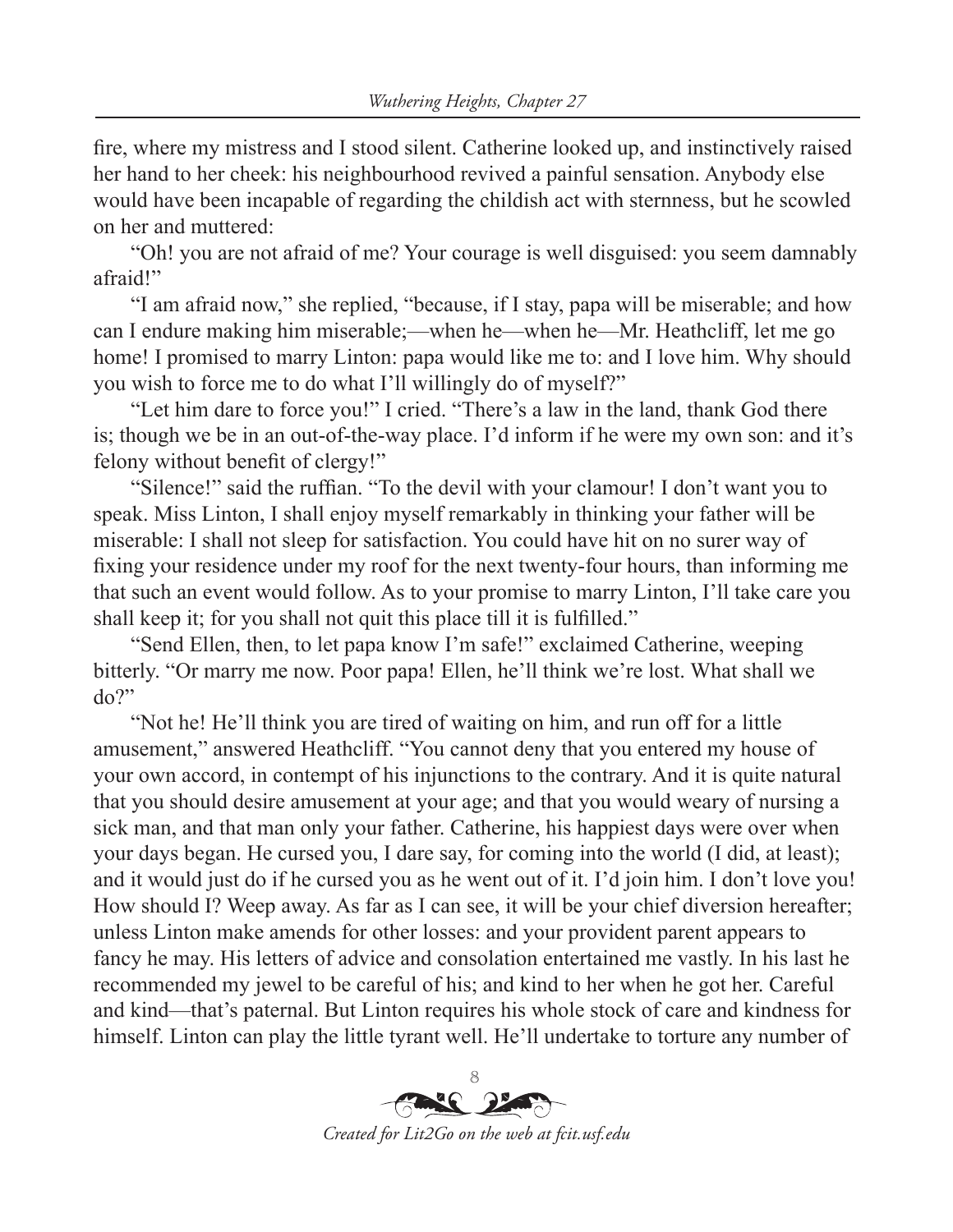fire, where my mistress and I stood silent. Catherine looked up, and instinctively raised her hand to her cheek: his neighbourhood revived a painful sensation. Anybody else would have been incapable of regarding the childish act with sternness, but he scowled on her and muttered:

"Oh! you are not afraid of me? Your courage is well disguised: you seem damnably afraid!"

"I am afraid now," she replied, "because, if I stay, papa will be miserable; and how can I endure making him miserable;—when he—when he—Mr. Heathcliff, let me go home! I promised to marry Linton: papa would like me to: and I love him. Why should you wish to force me to do what I'll willingly do of myself?"

"Let him dare to force you!" I cried. "There's a law in the land, thank God there is; though we be in an out-of-the-way place. I'd inform if he were my own son: and it's felony without benefit of clergy!"

"Silence!" said the ruffian. "To the devil with your clamour! I don't want you to speak. Miss Linton, I shall enjoy myself remarkably in thinking your father will be miserable: I shall not sleep for satisfaction. You could have hit on no surer way of fixing your residence under my roof for the next twenty-four hours, than informing me that such an event would follow. As to your promise to marry Linton, I'll take care you shall keep it; for you shall not quit this place till it is fulfilled."

"Send Ellen, then, to let papa know I'm safe!" exclaimed Catherine, weeping bitterly. "Or marry me now. Poor papa! Ellen, he'll think we're lost. What shall we do?"

"Not he! He'll think you are tired of waiting on him, and run off for a little amusement," answered Heathcliff. "You cannot deny that you entered my house of your own accord, in contempt of his injunctions to the contrary. And it is quite natural that you should desire amusement at your age; and that you would weary of nursing a sick man, and that man only your father. Catherine, his happiest days were over when your days began. He cursed you, I dare say, for coming into the world (I did, at least); and it would just do if he cursed you as he went out of it. I'd join him. I don't love you! How should I? Weep away. As far as I can see, it will be your chief diversion hereafter; unless Linton make amends for other losses: and your provident parent appears to fancy he may. His letters of advice and consolation entertained me vastly. In his last he recommended my jewel to be careful of his; and kind to her when he got her. Careful and kind—that's paternal. But Linton requires his whole stock of care and kindness for himself. Linton can play the little tyrant well. He'll undertake to torture any number of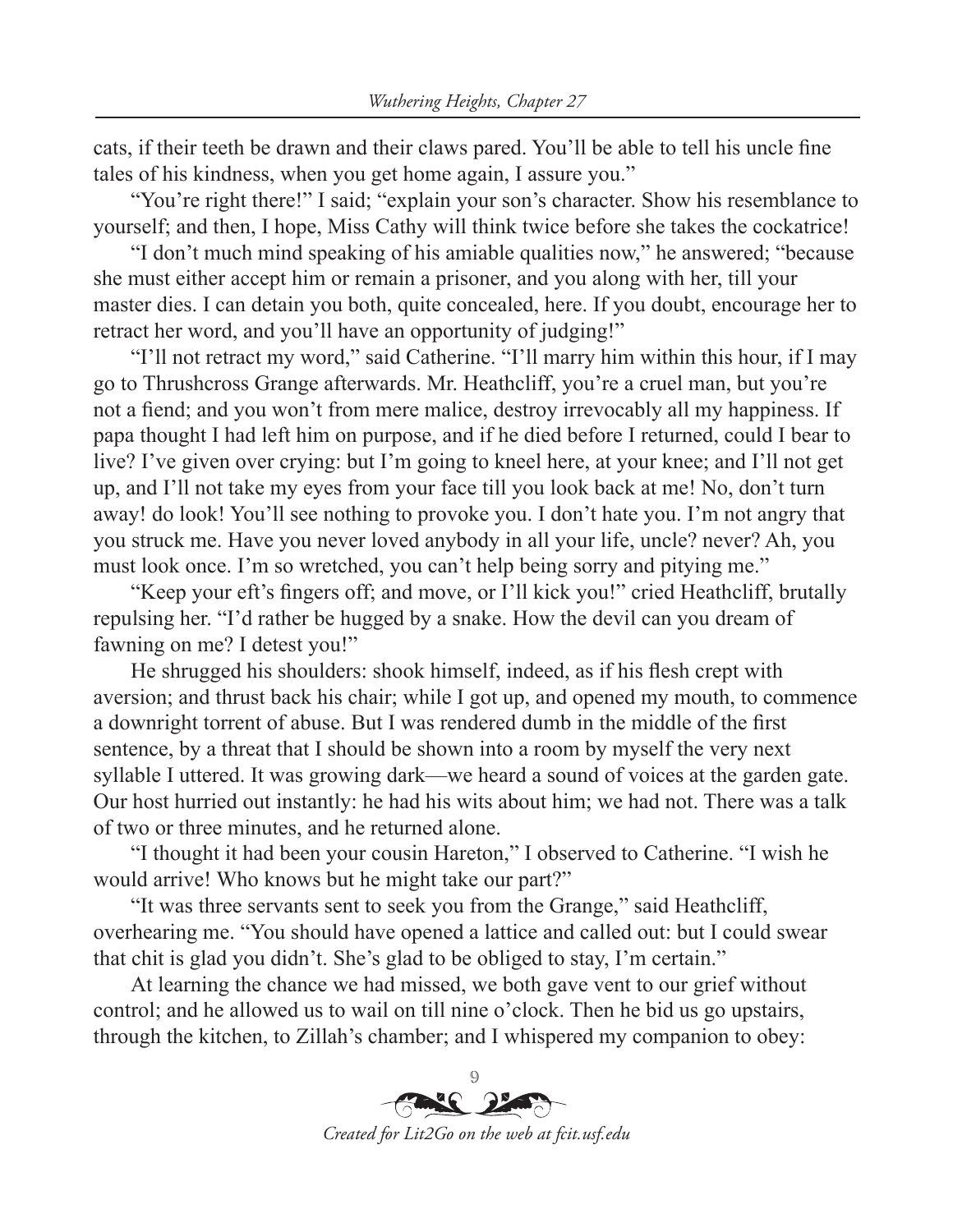cats, if their teeth be drawn and their claws pared. You'll be able to tell his uncle fine tales of his kindness, when you get home again, I assure you."

"You're right there!" I said; "explain your son's character. Show his resemblance to yourself; and then, I hope, Miss Cathy will think twice before she takes the cockatrice!

"I don't much mind speaking of his amiable qualities now," he answered; "because she must either accept him or remain a prisoner, and you along with her, till your master dies. I can detain you both, quite concealed, here. If you doubt, encourage her to retract her word, and you'll have an opportunity of judging!"

"I'll not retract my word," said Catherine. "I'll marry him within this hour, if I may go to Thrushcross Grange afterwards. Mr. Heathcliff, you're a cruel man, but you're not a fiend; and you won't from mere malice, destroy irrevocably all my happiness. If papa thought I had left him on purpose, and if he died before I returned, could I bear to live? I've given over crying: but I'm going to kneel here, at your knee; and I'll not get up, and I'll not take my eyes from your face till you look back at me! No, don't turn away! do look! You'll see nothing to provoke you. I don't hate you. I'm not angry that you struck me. Have you never loved anybody in all your life, uncle? never? Ah, you must look once. I'm so wretched, you can't help being sorry and pitying me."

"Keep your eft's fingers off; and move, or I'll kick you!" cried Heathcliff, brutally repulsing her. "I'd rather be hugged by a snake. How the devil can you dream of fawning on me? I detest you!"

He shrugged his shoulders: shook himself, indeed, as if his flesh crept with aversion; and thrust back his chair; while I got up, and opened my mouth, to commence a downright torrent of abuse. But I was rendered dumb in the middle of the first sentence, by a threat that I should be shown into a room by myself the very next syllable I uttered. It was growing dark—we heard a sound of voices at the garden gate. Our host hurried out instantly: he had his wits about him; we had not. There was a talk of two or three minutes, and he returned alone.

"I thought it had been your cousin Hareton," I observed to Catherine. "I wish he would arrive! Who knows but he might take our part?"

"It was three servants sent to seek you from the Grange," said Heathcliff, overhearing me. "You should have opened a lattice and called out: but I could swear that chit is glad you didn't. She's glad to be obliged to stay, I'm certain."

At learning the chance we had missed, we both gave vent to our grief without control; and he allowed us to wail on till nine o'clock. Then he bid us go upstairs, through the kitchen, to Zillah's chamber; and I whispered my companion to obey: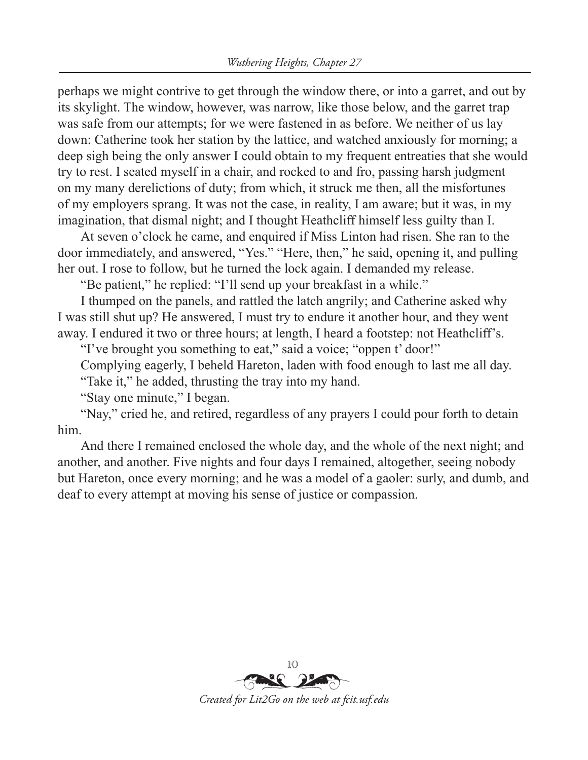perhaps we might contrive to get through the window there, or into a garret, and out by its skylight. The window, however, was narrow, like those below, and the garret trap was safe from our attempts; for we were fastened in as before. We neither of us lay down: Catherine took her station by the lattice, and watched anxiously for morning; a deep sigh being the only answer I could obtain to my frequent entreaties that she would try to rest. I seated myself in a chair, and rocked to and fro, passing harsh judgment on my many derelictions of duty; from which, it struck me then, all the misfortunes of my employers sprang. It was not the case, in reality, I am aware; but it was, in my imagination, that dismal night; and I thought Heathcliff himself less guilty than I.

At seven o'clock he came, and enquired if Miss Linton had risen. She ran to the door immediately, and answered, "Yes." "Here, then," he said, opening it, and pulling her out. I rose to follow, but he turned the lock again. I demanded my release.

"Be patient," he replied: "I'll send up your breakfast in a while."

I thumped on the panels, and rattled the latch angrily; and Catherine asked why I was still shut up? He answered, I must try to endure it another hour, and they went away. I endured it two or three hours; at length, I heard a footstep: not Heathcliff's.

"I've brought you something to eat," said a voice; "oppen t' door!"

Complying eagerly, I beheld Hareton, laden with food enough to last me all day.

"Take it," he added, thrusting the tray into my hand.

"Stay one minute," I began.

"Nay," cried he, and retired, regardless of any prayers I could pour forth to detain him.

And there I remained enclosed the whole day, and the whole of the next night; and another, and another. Five nights and four days I remained, altogether, seeing nobody but Hareton, once every morning; and he was a model of a gaoler: surly, and dumb, and deaf to every attempt at moving his sense of justice or compassion.